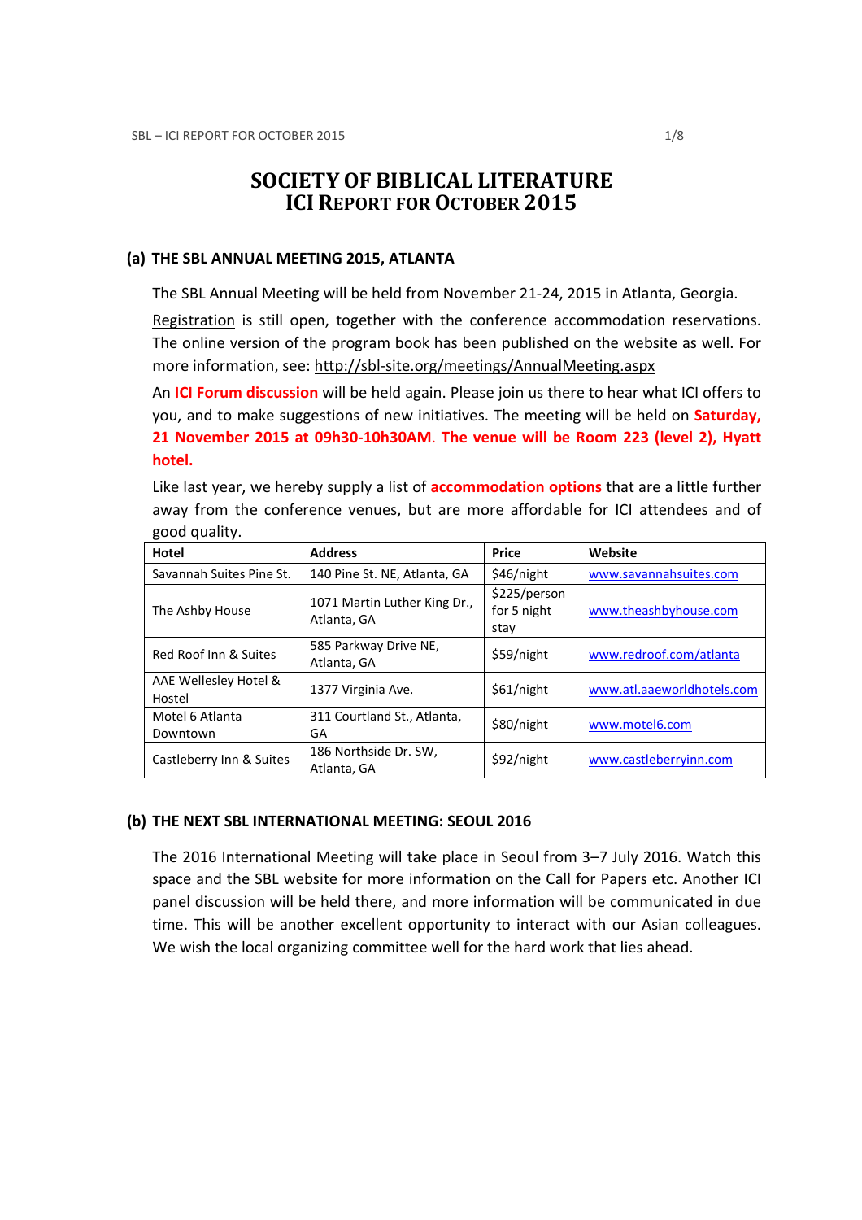# SOCIETY OF BIBLICAL LITERATURE
# ICI REPORT FOR OCTOBER 2015

## (a) THE SBL ANNUAL MEETING 2015, ATLANTA

The SBL Annual Meeting will be held from November 21-24, 2015 in Atlanta, Georgia.

Registration is still open, together with the conference accommodation reservations. The online version of the program book has been published on the website as well. For more information, see: http://sbl-site.org/meetings/AnnualMeeting.aspx

An **ICI Forum discussion** will be held again. Please join us there to hear what ICI offers to you, and to make suggestions of new initiatives. The meeting will be held on **Saturday, 21 November 2015 at 09h30-10h30AM. The venue will be Room 223 (level 2), Hyatt hotel.**

Like last year, we hereby supply a list of **accommodation options** that are a little further away from the conference venues, but are more affordable for ICI attendees and of good quality.

| Hotel | Address | Price | Website |
|---|---|---|---|
| Savannah Suites Pine St. | 140 Pine St. NE, Atlanta, GA | $46/night | www.savannahsuites.com |
| The Ashby House | 1071 Martin Luther King Dr., Atlanta, GA | $225/person for 5 night stay | www.theashbyhouse.com |
| Red Roof Inn & Suites | 585 Parkway Drive NE, Atlanta, GA | $59/night | www.redroof.com/atlanta |
| AAE Wellesley Hotel & Hostel | 1377 Virginia Ave. | $61/night | www.atl.aaeworldhotels.com |
| Motel 6 Atlanta Downtown | 311 Courtland St., Atlanta, GA | $80/night | www.motel6.com |
| Castleberry Inn & Suites | 186 Northside Dr. SW, Atlanta, GA | $92/night | www.castleberryinn.com |

## (b) THE NEXT SBL INTERNATIONAL MEETING: SEOUL 2016

The 2016 International Meeting will take place in Seoul from 3–7 July 2016. Watch this space and the SBL website for more information on the Call for Papers etc. Another ICI panel discussion will be held there, and more information will be communicated in due time. This will be another excellent opportunity to interact with our Asian colleagues. We wish the local organizing committee well for the hard work that lies ahead.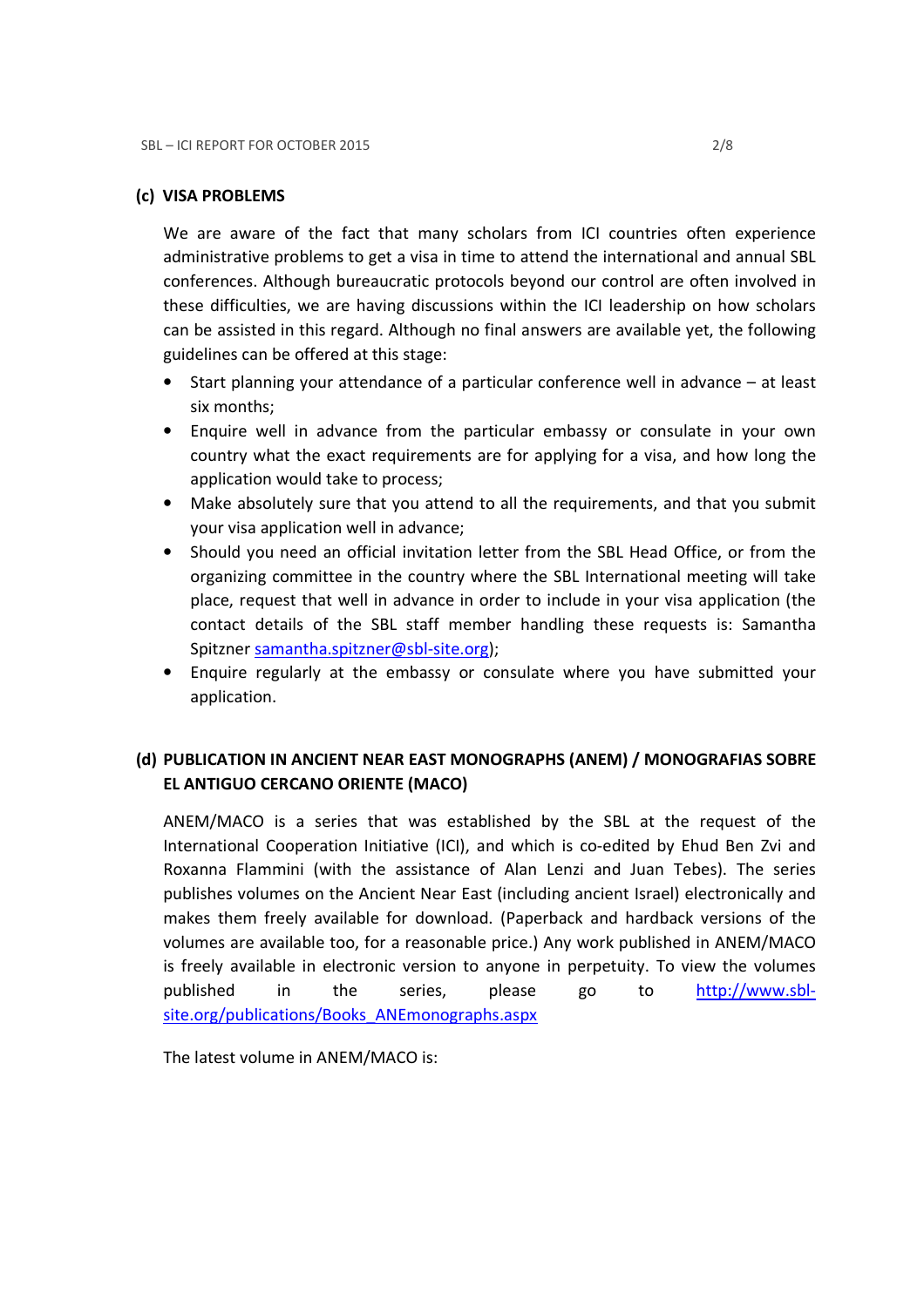### (c) VISA PROBLEMS

We are aware of the fact that many scholars from ICI countries often experience administrative problems to get a visa in time to attend the international and annual SBL conferences. Although bureaucratic protocols beyond our control are often involved in these difficulties, we are having discussions within the ICI leadership on how scholars can be assisted in this regard. Although no final answers are available yet, the following guidelines can be offered at this stage:

- Start planning your attendance of a particular conference well in advance – at least six months;
- Enquire well in advance from the particular embassy or consulate in your own country what the exact requirements are for applying for a visa, and how long the application would take to process;
- Make absolutely sure that you attend to all the requirements, and that you submit your visa application well in advance;
- Should you need an official invitation letter from the SBL Head Office, or from the organizing committee in the country where the SBL International meeting will take place, request that well in advance in order to include in your visa application (the contact details of the SBL staff member handling these requests is: Samantha Spitzner [samantha.spitzner@sbl-site.org](mailto:samantha.spitzner@sbl-site.org));
- Enquire regularly at the embassy or consulate where you have submitted your application.

### (d) PUBLICATION IN ANCIENT NEAR EAST MONOGRAPHS (ANEM) / MONOGRAFIAS SOBRE EL ANTIGUO CERCANO ORIENTE (MACO)

ANEM/MACO is a series that was established by the SBL at the request of the International Cooperation Initiative (ICI), and which is co-edited by Ehud Ben Zvi and Roxanna Flammini (with the assistance of Alan Lenzi and Juan Tebes). The series publishes volumes on the Ancient Near East (including ancient Israel) electronically and makes them freely available for download. (Paperback and hardback versions of the volumes are available too, for a reasonable price.) Any work published in ANEM/MACO is freely available in electronic version to anyone in perpetuity. To view the volumes published in the series, please go to [http://www.sbl-site.org/publications/Books_ANEmonographs.aspx](http://www.sbl-site.org/publications/Books_ANEmonographs.aspx)

The latest volume in ANEM/MACO is: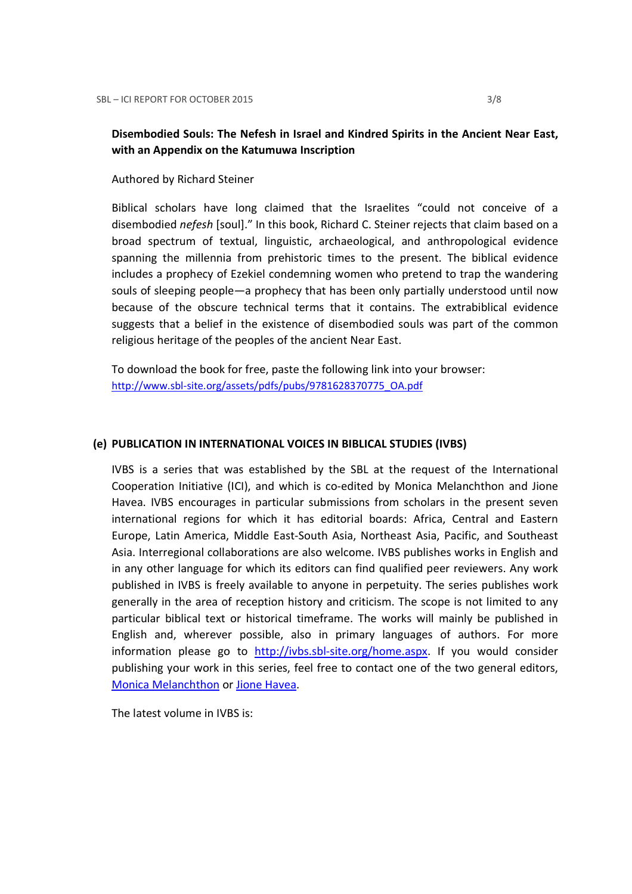**Disembodied Souls: The Nefesh in Israel and Kindred Spirits in the Ancient Near East, with an Appendix on the Katumuwa Inscription**

Authored by Richard Steiner

Biblical scholars have long claimed that the Israelites "could not conceive of a disembodied *nefesh* [soul]." In this book, Richard C. Steiner rejects that claim based on a broad spectrum of textual, linguistic, archaeological, and anthropological evidence spanning the millennia from prehistoric times to the present. The biblical evidence includes a prophecy of Ezekiel condemning women who pretend to trap the wandering souls of sleeping people—a prophecy that has been only partially understood until now because of the obscure technical terms that it contains. The extrabiblical evidence suggests that a belief in the existence of disembodied souls was part of the common religious heritage of the peoples of the ancient Near East.

To download the book for free, paste the following link into your browser: http://www.sbl-site.org/assets/pdfs/pubs/9781628370775_OA.pdf

## (e) PUBLICATION IN INTERNATIONAL VOICES IN BIBLICAL STUDIES (IVBS)

IVBS is a series that was established by the SBL at the request of the International Cooperation Initiative (ICI), and which is co-edited by Monica Melanchthon and Jione Havea. IVBS encourages in particular submissions from scholars in the present seven international regions for which it has editorial boards: Africa, Central and Eastern Europe, Latin America, Middle East-South Asia, Northeast Asia, Pacific, and Southeast Asia. Interregional collaborations are also welcome. IVBS publishes works in English and in any other language for which its editors can find qualified peer reviewers. Any work published in IVBS is freely available to anyone in perpetuity. The series publishes work generally in the area of reception history and criticism. The scope is not limited to any particular biblical text or historical timeframe. The works will mainly be published in English and, wherever possible, also in primary languages of authors. For more information please go to http://ivbs.sbl-site.org/home.aspx. If you would consider publishing your work in this series, feel free to contact one of the two general editors, Monica Melanchthon or Jione Havea.

The latest volume in IVBS is: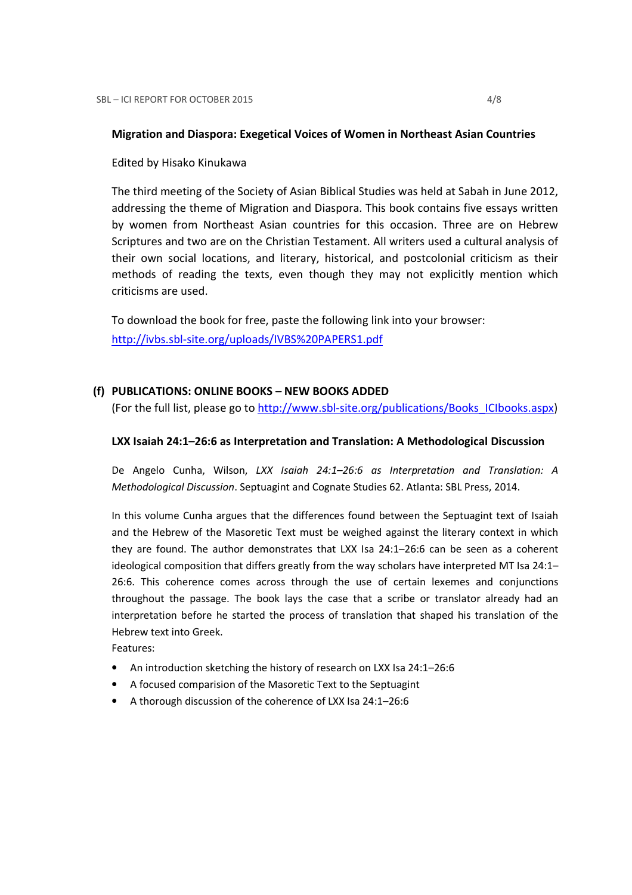**Migration and Diaspora: Exegetical Voices of Women in Northeast Asian Countries**

Edited by Hisako Kinukawa

The third meeting of the Society of Asian Biblical Studies was held at Sabah in June 2012, addressing the theme of Migration and Diaspora. This book contains five essays written by women from Northeast Asian countries for this occasion. Three are on Hebrew Scriptures and two are on the Christian Testament. All writers used a cultural analysis of their own social locations, and literary, historical, and postcolonial criticism as their methods of reading the texts, even though they may not explicitly mention which criticisms are used.

To download the book for free, paste the following link into your browser: http://ivbs.sbl-site.org/uploads/IVBS%20PAPERS1.pdf

### (f) PUBLICATIONS: ONLINE BOOKS – NEW BOOKS ADDED

(For the full list, please go to http://www.sbl-site.org/publications/Books_ICIbooks.aspx)

**LXX Isaiah 24:1–26:6 as Interpretation and Translation: A Methodological Discussion**

De Angelo Cunha, Wilson, *LXX Isaiah 24:1–26:6 as Interpretation and Translation: A Methodological Discussion*. Septuagint and Cognate Studies 62. Atlanta: SBL Press, 2014.

In this volume Cunha argues that the differences found between the Septuagint text of Isaiah and the Hebrew of the Masoretic Text must be weighed against the literary context in which they are found. The author demonstrates that LXX Isa 24:1–26:6 can be seen as a coherent ideological composition that differs greatly from the way scholars have interpreted MT Isa 24:1–26:6. This coherence comes across through the use of certain lexemes and conjunctions throughout the passage. The book lays the case that a scribe or translator already had an interpretation before he started the process of translation that shaped his translation of the Hebrew text into Greek.

Features:

- An introduction sketching the history of research on LXX Isa 24:1–26:6
- A focused comparision of the Masoretic Text to the Septuagint
- A thorough discussion of the coherence of LXX Isa 24:1–26:6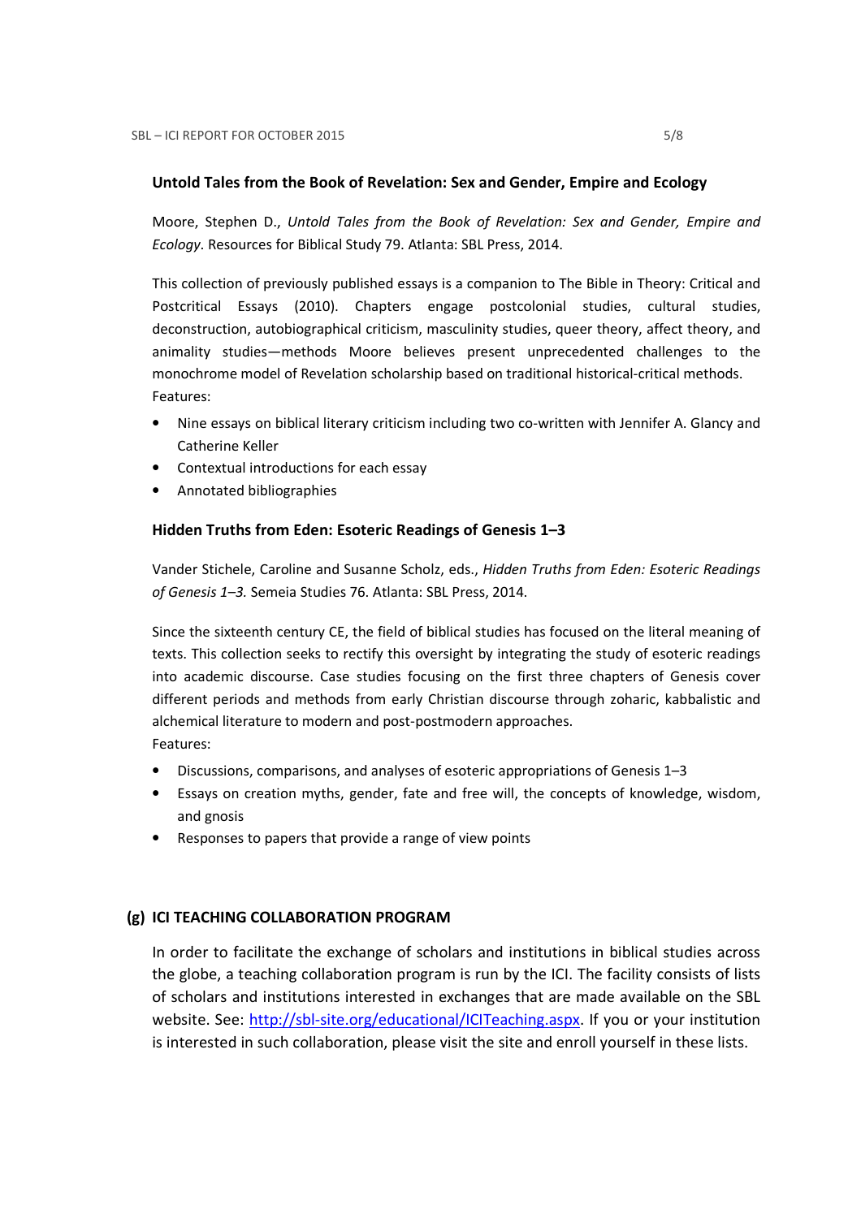### Untold Tales from the Book of Revelation: Sex and Gender, Empire and Ecology

Moore, Stephen D., *Untold Tales from the Book of Revelation: Sex and Gender, Empire and Ecology*. Resources for Biblical Study 79. Atlanta: SBL Press, 2014.

This collection of previously published essays is a companion to The Bible in Theory: Critical and Postcritical Essays (2010). Chapters engage postcolonial studies, cultural studies, deconstruction, autobiographical criticism, masculinity studies, queer theory, affect theory, and animality studies—methods Moore believes present unprecedented challenges to the monochrome model of Revelation scholarship based on traditional historical-critical methods.
Features:

- Nine essays on biblical literary criticism including two co-written with Jennifer A. Glancy and Catherine Keller
- Contextual introductions for each essay
- Annotated bibliographies

### Hidden Truths from Eden: Esoteric Readings of Genesis 1–3

Vander Stichele, Caroline and Susanne Scholz, eds., *Hidden Truths from Eden: Esoteric Readings of Genesis 1–3.* Semeia Studies 76. Atlanta: SBL Press, 2014.

Since the sixteenth century CE, the field of biblical studies has focused on the literal meaning of texts. This collection seeks to rectify this oversight by integrating the study of esoteric readings into academic discourse. Case studies focusing on the first three chapters of Genesis cover different periods and methods from early Christian discourse through zoharic, kabbalistic and alchemical literature to modern and post-postmodern approaches.
Features:

- Discussions, comparisons, and analyses of esoteric appropriations of Genesis 1–3
- Essays on creation myths, gender, fate and free will, the concepts of knowledge, wisdom, and gnosis
- Responses to papers that provide a range of view points

## (g) ICI TEACHING COLLABORATION PROGRAM

In order to facilitate the exchange of scholars and institutions in biblical studies across the globe, a teaching collaboration program is run by the ICI. The facility consists of lists of scholars and institutions interested in exchanges that are made available on the SBL website. See: [http://sbl-site.org/educational/ICITeaching.aspx](http://sbl-site.org/educational/ICITeaching.aspx). If you or your institution is interested in such collaboration, please visit the site and enroll yourself in these lists.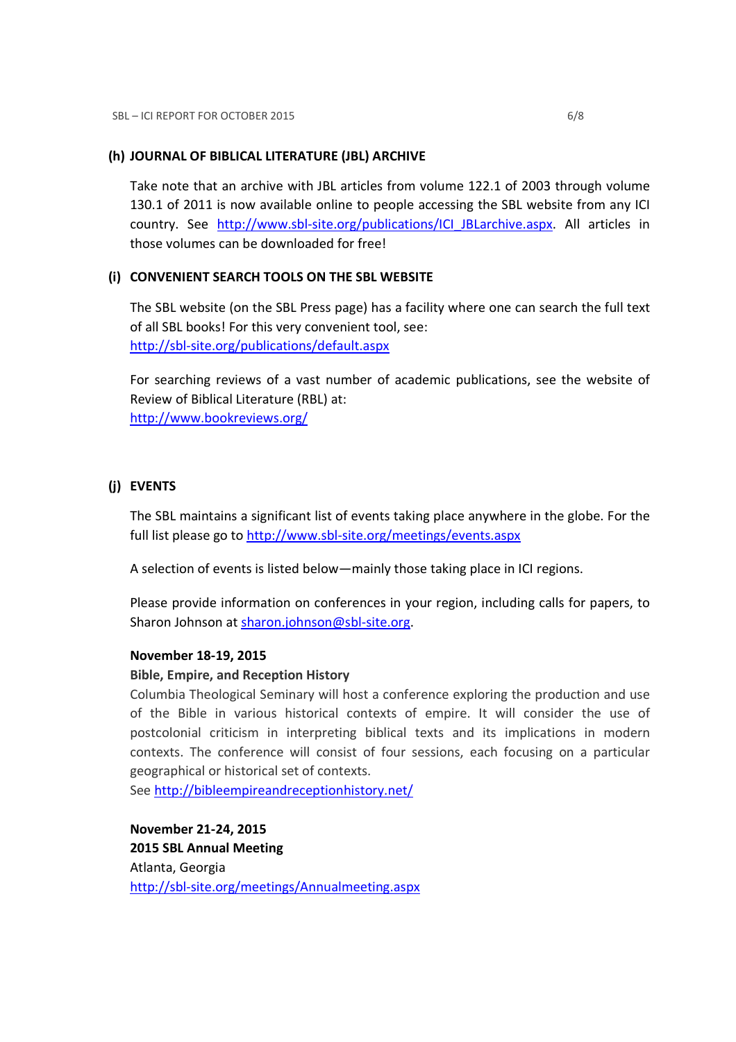### (h) JOURNAL OF BIBLICAL LITERATURE (JBL) ARCHIVE

Take note that an archive with JBL articles from volume 122.1 of 2003 through volume 130.1 of 2011 is now available online to people accessing the SBL website from any ICI country. See http://www.sbl-site.org/publications/ICI_JBLarchive.aspx. All articles in those volumes can be downloaded for free!

### (i) CONVENIENT SEARCH TOOLS ON THE SBL WEBSITE

The SBL website (on the SBL Press page) has a facility where one can search the full text of all SBL books! For this very convenient tool, see: http://sbl-site.org/publications/default.aspx

For searching reviews of a vast number of academic publications, see the website of Review of Biblical Literature (RBL) at: http://www.bookreviews.org/

### (j) EVENTS

The SBL maintains a significant list of events taking place anywhere in the globe. For the full list please go to http://www.sbl-site.org/meetings/events.aspx

A selection of events is listed below—mainly those taking place in ICI regions.

Please provide information on conferences in your region, including calls for papers, to Sharon Johnson at sharon.johnson@sbl-site.org.

**November 18-19, 2015**
**Bible, Empire, and Reception History**
Columbia Theological Seminary will host a conference exploring the production and use of the Bible in various historical contexts of empire. It will consider the use of postcolonial criticism in interpreting biblical texts and its implications in modern contexts. The conference will consist of four sessions, each focusing on a particular geographical or historical set of contexts.
See http://bibleempireandreceptionhistory.net/

**November 21-24, 2015**
**2015 SBL Annual Meeting**
Atlanta, Georgia
http://sbl-site.org/meetings/Annualmeeting.aspx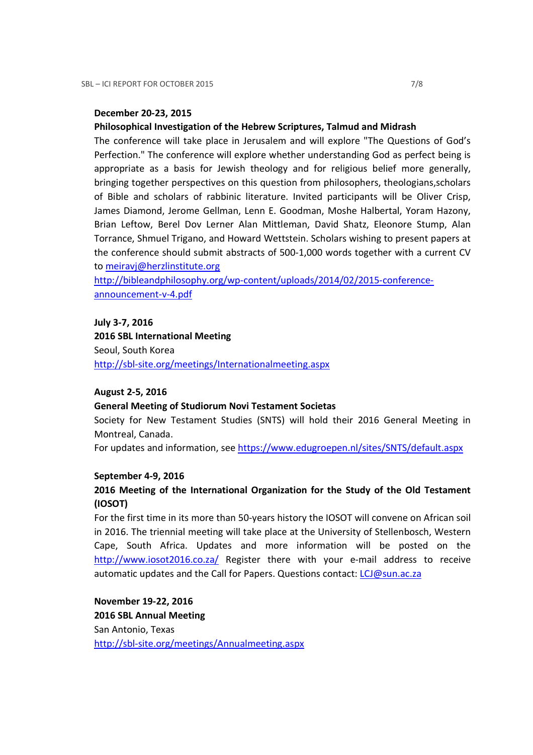**December 20-23, 2015**

**Philosophical Investigation of the Hebrew Scriptures, Talmud and Midrash**

The conference will take place in Jerusalem and will explore "The Questions of God's Perfection." The conference will explore whether understanding God as perfect being is appropriate as a basis for Jewish theology and for religious belief more generally, bringing together perspectives on this question from philosophers, theologians,scholars of Bible and scholars of rabbinic literature. Invited participants will be Oliver Crisp, James Diamond, Jerome Gellman, Lenn E. Goodman, Moshe Halbertal, Yoram Hazony, Brian Leftow, Berel Dov Lerner Alan Mittleman, David Shatz, Eleonore Stump, Alan Torrance, Shmuel Trigano, and Howard Wettstein. Scholars wishing to present papers at the conference should submit abstracts of 500-1,000 words together with a current CV to meiravj@herzlinstitute.org
http://bibleandphilosophy.org/wp-content/uploads/2014/02/2015-conference-announcement-v-4.pdf

**July 3-7, 2016**

**2016 SBL International Meeting**

Seoul, South Korea
http://sbl-site.org/meetings/Internationalmeeting.aspx

**August 2-5, 2016**

**General Meeting of Studiorum Novi Testament Societas**

Society for New Testament Studies (SNTS) will hold their 2016 General Meeting in Montreal, Canada.
For updates and information, see https://www.edugroepen.nl/sites/SNTS/default.aspx

**September 4-9, 2016**

**2016 Meeting of the International Organization for the Study of the Old Testament (IOSOT)**

For the first time in its more than 50-years history the IOSOT will convene on African soil in 2016. The triennial meeting will take place at the University of Stellenbosch, Western Cape, South Africa. Updates and more information will be posted on the http://www.iosot2016.co.za/ Register there with your e-mail address to receive automatic updates and the Call for Papers. Questions contact: LCJ@sun.ac.za

**November 19-22, 2016**

**2016 SBL Annual Meeting**

San Antonio, Texas
http://sbl-site.org/meetings/Annualmeeting.aspx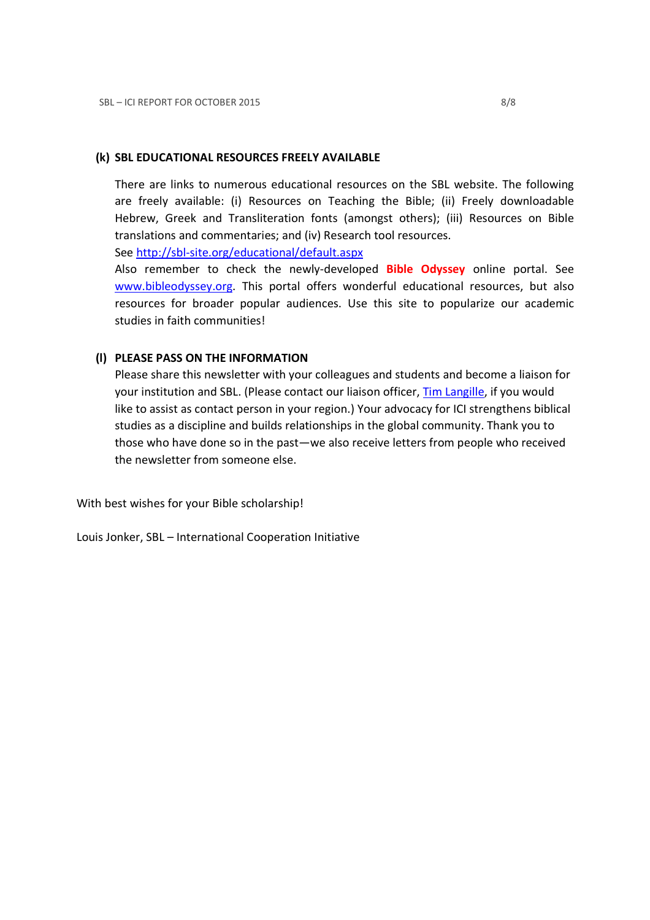### (k) SBL EDUCATIONAL RESOURCES FREELY AVAILABLE

There are links to numerous educational resources on the SBL website. The following are freely available: (i) Resources on Teaching the Bible; (ii) Freely downloadable Hebrew, Greek and Transliteration fonts (amongst others); (iii) Resources on Bible translations and commentaries; and (iv) Research tool resources.

See [http://sbl-site.org/educational/default.aspx](http://sbl-site.org/educational/default.aspx)

Also remember to check the newly-developed **Bible Odyssey** online portal. See [www.bibleodyssey.org](http://www.bibleodyssey.org). This portal offers wonderful educational resources, but also resources for broader popular audiences. Use this site to popularize our academic studies in faith communities!

### (l) PLEASE PASS ON THE INFORMATION

Please share this newsletter with your colleagues and students and become a liaison for your institution and SBL. (Please contact our liaison officer, Tim Langille, if you would like to assist as contact person in your region.) Your advocacy for ICI strengthens biblical studies as a discipline and builds relationships in the global community. Thank you to those who have done so in the past—we also receive letters from people who received the newsletter from someone else.

With best wishes for your Bible scholarship!

Louis Jonker, SBL – International Cooperation Initiative